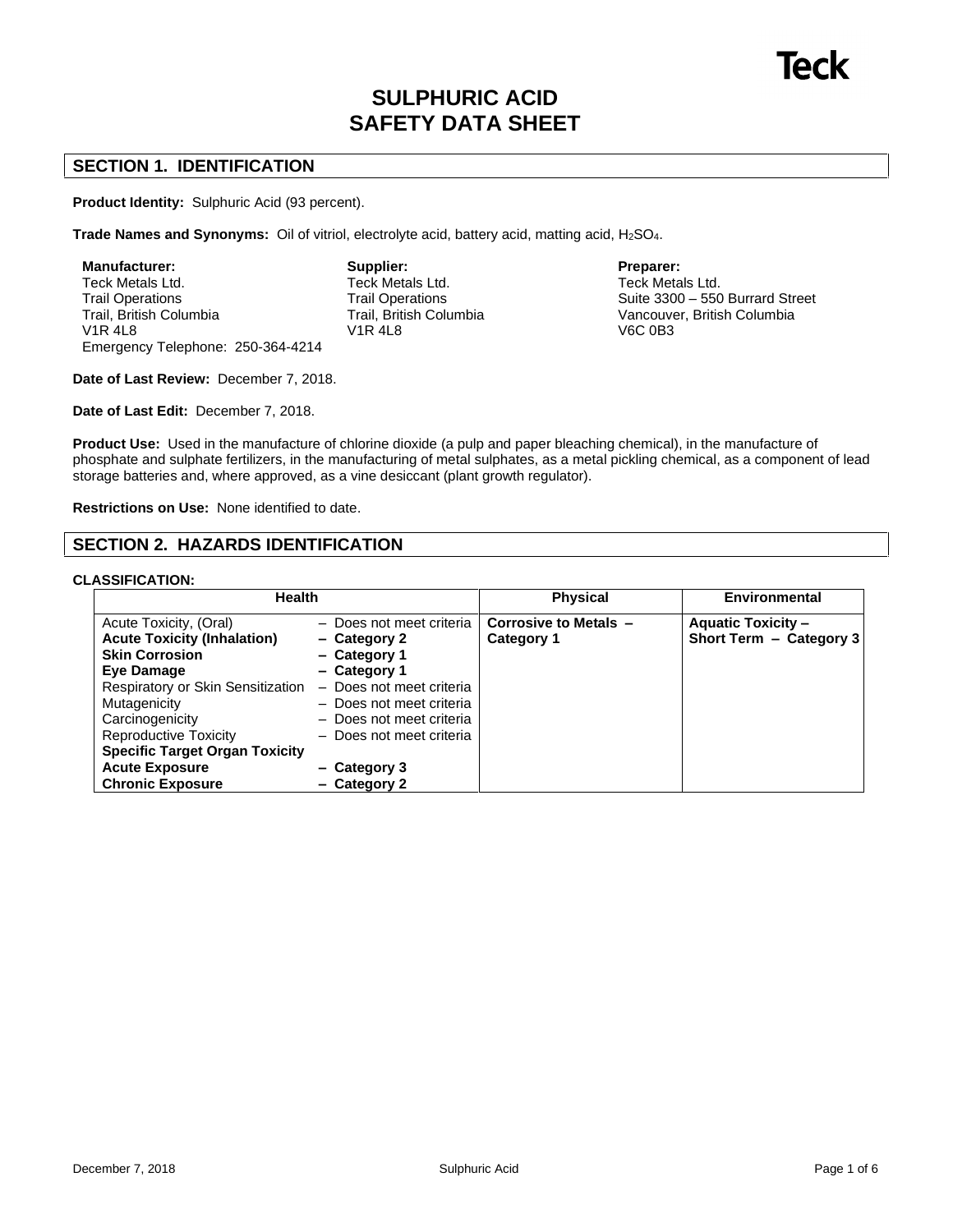# SULPHURIC ACID SAFETY DATA SHEET

## SECTION 1. IDENTIFICATION

**Product Identity:** Sulphuric Acid (93 percent).

**Trade Names and Synonyms:** Oil of vitriol, electrolyte acid, battery acid, matting acid, $H_2SO_4$.

**Manufacturer:**
Teck Metals Ltd.
Trail Operations
Trail, British Columbia
V1R 4L8
Emergency Telephone: 250-364-4214

**Supplier:**
Teck Metals Ltd.
Trail Operations
Trail, British Columbia
V1R 4L8

**Preparer:**
Teck Metals Ltd.
Suite 3300 – 550 Burrard Street
Vancouver, British Columbia
V6C 0B3

**Date of Last Review:** December 7, 2018.

**Date of Last Edit:** December 7, 2018.

**Product Use:** Used in the manufacture of chlorine dioxide (a pulp and paper bleaching chemical), in the manufacture of phosphate and sulphate fertilizers, in the manufacturing of metal sulphates, as a metal pickling chemical, as a component of lead storage batteries and, where approved, as a vine desiccant (plant growth regulator).

**Restrictions on Use:** None identified to date.

## SECTION 2. HAZARDS IDENTIFICATION

**CLASSIFICATION:**

| Health | | Physical | Environmental |
|---|---|---|---|
| Acute Toxicity, (Oral) | – Does not meet criteria | **Corrosive to Metals – Category 1** | **Aquatic Toxicity – Short Term – Category 3** |
| **Acute Toxicity (Inhalation)** | **– Category 2** | | |
| **Skin Corrosion** | **– Category 1** | | |
| **Eye Damage** | **– Category 1** | | |
| Respiratory or Skin Sensitization | – Does not meet criteria | | |
| Mutagenicity | – Does not meet criteria | | |
| Carcinogenicity | – Does not meet criteria | | |
| Reproductive Toxicity | – Does not meet criteria | | |
| **Specific Target Organ Toxicity** | | | |
| **Acute Exposure** | **– Category 3** | | |
| **Chronic Exposure** | **– Category 2** | | |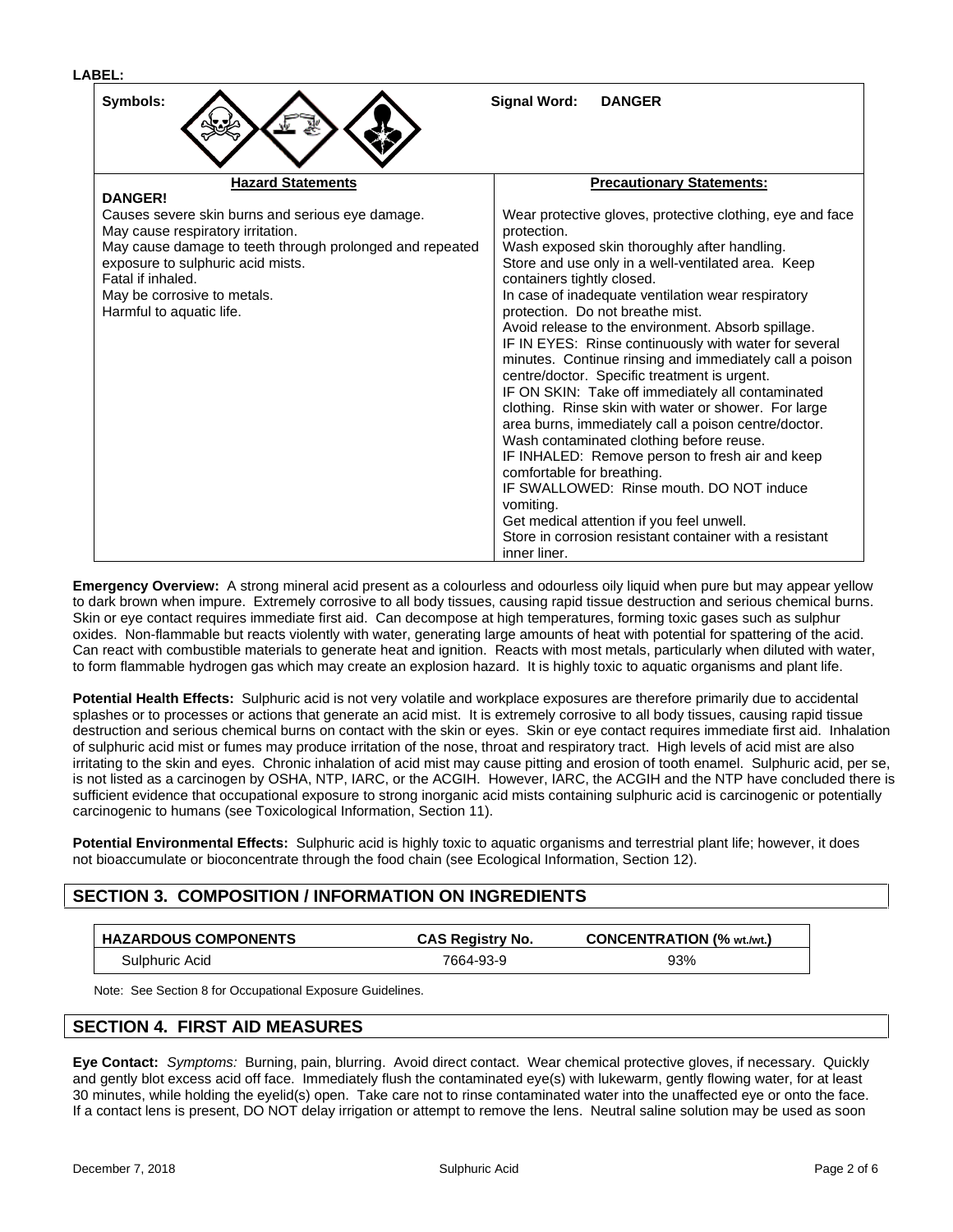**LABEL:**

| Symbols: | Signal Word: **DANGER** |
|---|---|
| **Hazard Statements** | **Precautionary Statements:** |
| **DANGER!**<br>Causes severe skin burns and serious eye damage.<br>May cause respiratory irritation.<br>May cause damage to teeth through prolonged and repeated exposure to sulphuric acid mists.<br>Fatal if inhaled.<br>May be corrosive to metals.<br>Harmful to aquatic life. | Wear protective gloves, protective clothing, eye and face protection.<br>Wash exposed skin thoroughly after handling.<br>Store and use only in a well-ventilated area. Keep containers tightly closed.<br>In case of inadequate ventilation wear respiratory protection. Do not breathe mist.<br>Avoid release to the environment. Absorb spillage.<br>IF IN EYES: Rinse continuously with water for several minutes. Continue rinsing and immediately call a poison centre/doctor. Specific treatment is urgent.<br>IF ON SKIN: Take off immediately all contaminated clothing. Rinse skin with water or shower. For large area burns, immediately call a poison centre/doctor.<br>Wash contaminated clothing before reuse.<br>IF INHALED: Remove person to fresh air and keep comfortable for breathing.<br>IF SWALLOWED: Rinse mouth. DO NOT induce vomiting.<br>Get medical attention if you feel unwell.<br>Store in corrosion resistant container with a resistant inner liner. |

**Emergency Overview:** A strong mineral acid present as a colourless and odourless oily liquid when pure but may appear yellow to dark brown when impure. Extremely corrosive to all body tissues, causing rapid tissue destruction and serious chemical burns. Skin or eye contact requires immediate first aid. Can decompose at high temperatures, forming toxic gases such as sulphur oxides. Non-flammable but reacts violently with water, generating large amounts of heat with potential for spattering of the acid. Can react with combustible materials to generate heat and ignition. Reacts with most metals, particularly when diluted with water, to form flammable hydrogen gas which may create an explosion hazard. It is highly toxic to aquatic organisms and plant life.

**Potential Health Effects:** Sulphuric acid is not very volatile and workplace exposures are therefore primarily due to accidental splashes or to processes or actions that generate an acid mist. It is extremely corrosive to all body tissues, causing rapid tissue destruction and serious chemical burns on contact with the skin or eyes. Skin or eye contact requires immediate first aid. Inhalation of sulphuric acid mist or fumes may produce irritation of the nose, throat and respiratory tract. High levels of acid mist are also irritating to the skin and eyes. Chronic inhalation of acid mist may cause pitting and erosion of tooth enamel. Sulphuric acid, per se, is not listed as a carcinogen by OSHA, NTP, IARC, or the ACGIH. However, IARC, the ACGIH and the NTP have concluded there is sufficient evidence that occupational exposure to strong inorganic acid mists containing sulphuric acid is carcinogenic or potentially carcinogenic to humans (see Toxicological Information, Section 11).

**Potential Environmental Effects:** Sulphuric acid is highly toxic to aquatic organisms and terrestrial plant life; however, it does not bioaccumulate or bioconcentrate through the food chain (see Ecological Information, Section 12).

## SECTION 3. COMPOSITION / INFORMATION ON INGREDIENTS

| HAZARDOUS COMPONENTS | CAS Registry No. | CONCENTRATION (% wt./wt.) |
|---|---|---|
| Sulphuric Acid | 7664-93-9 | 93% |

Note: See Section 8 for Occupational Exposure Guidelines.

## SECTION 4. FIRST AID MEASURES

**Eye Contact:** *Symptoms:* Burning, pain, blurring. Avoid direct contact. Wear chemical protective gloves, if necessary. Quickly and gently blot excess acid off face. Immediately flush the contaminated eye(s) with lukewarm, gently flowing water, for at least 30 minutes, while holding the eyelid(s) open. Take care not to rinse contaminated water into the unaffected eye or onto the face. If a contact lens is present, DO NOT delay irrigation or attempt to remove the lens. Neutral saline solution may be used as soon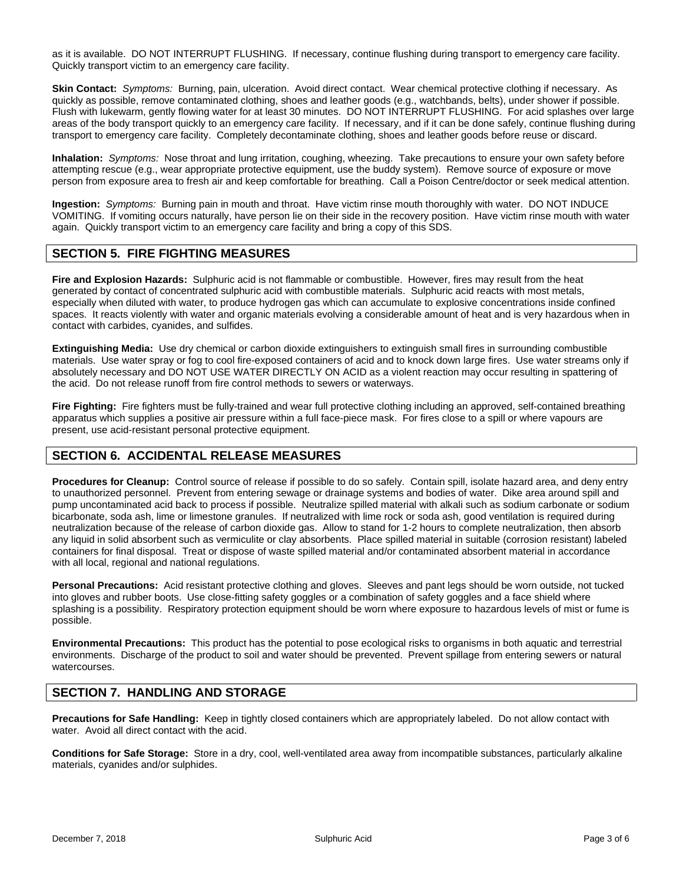as it is available. DO NOT INTERRUPT FLUSHING. If necessary, continue flushing during transport to emergency care facility. Quickly transport victim to an emergency care facility.

**Skin Contact:** *Symptoms:* Burning, pain, ulceration. Avoid direct contact. Wear chemical protective clothing if necessary. As quickly as possible, remove contaminated clothing, shoes and leather goods (e.g., watchbands, belts), under shower if possible. Flush with lukewarm, gently flowing water for at least 30 minutes. DO NOT INTERRUPT FLUSHING. For acid splashes over large areas of the body transport quickly to an emergency care facility. If necessary, and if it can be done safely, continue flushing during transport to emergency care facility. Completely decontaminate clothing, shoes and leather goods before reuse or discard.

**Inhalation:** *Symptoms:* Nose throat and lung irritation, coughing, wheezing. Take precautions to ensure your own safety before attempting rescue (e.g., wear appropriate protective equipment, use the buddy system). Remove source of exposure or move person from exposure area to fresh air and keep comfortable for breathing. Call a Poison Centre/doctor or seek medical attention.

**Ingestion:** *Symptoms:* Burning pain in mouth and throat. Have victim rinse mouth thoroughly with water. DO NOT INDUCE VOMITING. If vomiting occurs naturally, have person lie on their side in the recovery position. Have victim rinse mouth with water again. Quickly transport victim to an emergency care facility and bring a copy of this SDS.

## SECTION 5. FIRE FIGHTING MEASURES

**Fire and Explosion Hazards:** Sulphuric acid is not flammable or combustible. However, fires may result from the heat generated by contact of concentrated sulphuric acid with combustible materials. Sulphuric acid reacts with most metals, especially when diluted with water, to produce hydrogen gas which can accumulate to explosive concentrations inside confined spaces. It reacts violently with water and organic materials evolving a considerable amount of heat and is very hazardous when in contact with carbides, cyanides, and sulfides.

**Extinguishing Media:** Use dry chemical or carbon dioxide extinguishers to extinguish small fires in surrounding combustible materials. Use water spray or fog to cool fire-exposed containers of acid and to knock down large fires. Use water streams only if absolutely necessary and DO NOT USE WATER DIRECTLY ON ACID as a violent reaction may occur resulting in spattering of the acid. Do not release runoff from fire control methods to sewers or waterways.

**Fire Fighting:** Fire fighters must be fully-trained and wear full protective clothing including an approved, self-contained breathing apparatus which supplies a positive air pressure within a full face-piece mask. For fires close to a spill or where vapours are present, use acid-resistant personal protective equipment.

## SECTION 6. ACCIDENTAL RELEASE MEASURES

**Procedures for Cleanup:** Control source of release if possible to do so safely. Contain spill, isolate hazard area, and deny entry to unauthorized personnel. Prevent from entering sewage or drainage systems and bodies of water. Dike area around spill and pump uncontaminated acid back to process if possible. Neutralize spilled material with alkali such as sodium carbonate or sodium bicarbonate, soda ash, lime or limestone granules. If neutralized with lime rock or soda ash, good ventilation is required during neutralization because of the release of carbon dioxide gas. Allow to stand for 1-2 hours to complete neutralization, then absorb any liquid in solid absorbent such as vermiculite or clay absorbents. Place spilled material in suitable (corrosion resistant) labeled containers for final disposal. Treat or dispose of waste spilled material and/or contaminated absorbent material in accordance with all local, regional and national regulations.

**Personal Precautions:** Acid resistant protective clothing and gloves. Sleeves and pant legs should be worn outside, not tucked into gloves and rubber boots. Use close-fitting safety goggles or a combination of safety goggles and a face shield where splashing is a possibility. Respiratory protection equipment should be worn where exposure to hazardous levels of mist or fume is possible.

**Environmental Precautions:** This product has the potential to pose ecological risks to organisms in both aquatic and terrestrial environments. Discharge of the product to soil and water should be prevented. Prevent spillage from entering sewers or natural watercourses.

## SECTION 7. HANDLING AND STORAGE

**Precautions for Safe Handling:** Keep in tightly closed containers which are appropriately labeled. Do not allow contact with water. Avoid all direct contact with the acid.

**Conditions for Safe Storage:** Store in a dry, cool, well-ventilated area away from incompatible substances, particularly alkaline materials, cyanides and/or sulphides.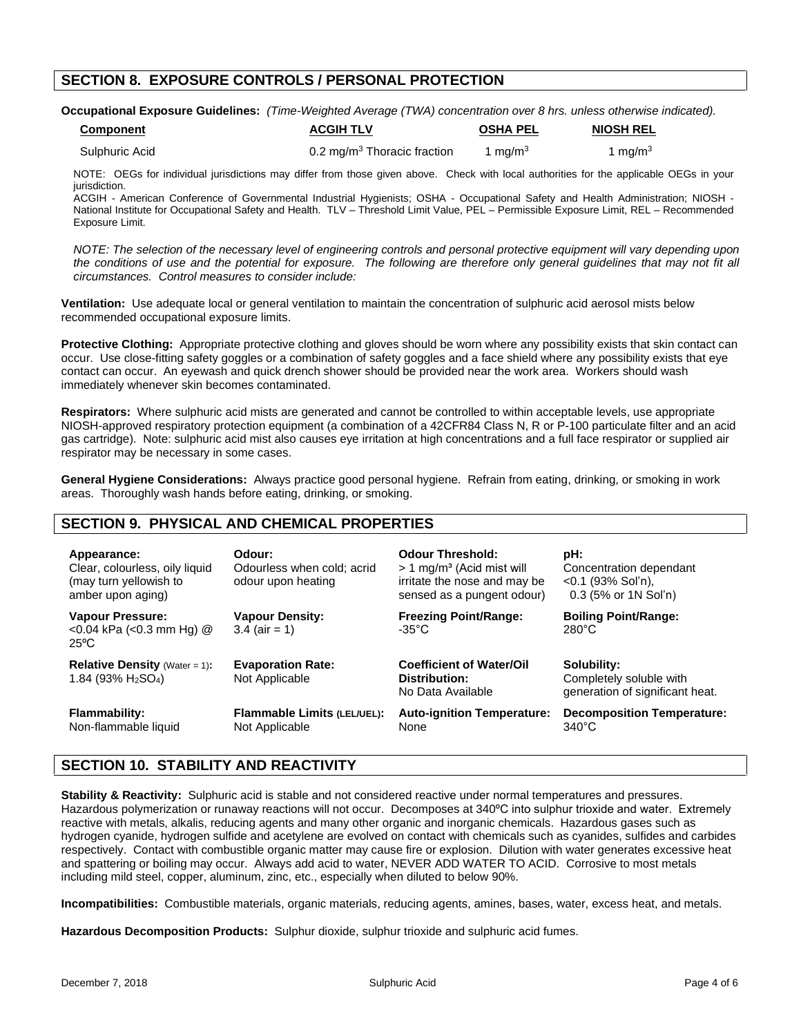## SECTION 8. EXPOSURE CONTROLS / PERSONAL PROTECTION

**Occupational Exposure Guidelines:** *(Time-Weighted Average (TWA) concentration over 8 hrs. unless otherwise indicated).*

| Component | ACGIH TLV | OSHA PEL | NIOSH REL |
|---|---|---|---|
| Sulphuric Acid | 0.2 mg/m$^3$ Thoracic fraction | 1 mg/m$^3$ | 1 mg/m$^3$ |

NOTE: OEGs for individual jurisdictions may differ from those given above. Check with local authorities for the applicable OEGs in your jurisdiction.
ACGIH - American Conference of Governmental Industrial Hygienists; OSHA - Occupational Safety and Health Administration; NIOSH - National Institute for Occupational Safety and Health. TLV – Threshold Limit Value, PEL – Permissible Exposure Limit, REL – Recommended Exposure Limit.

*NOTE: The selection of the necessary level of engineering controls and personal protective equipment will vary depending upon the conditions of use and the potential for exposure. The following are therefore only general guidelines that may not fit all circumstances. Control measures to consider include:*

**Ventilation:** Use adequate local or general ventilation to maintain the concentration of sulphuric acid aerosol mists below recommended occupational exposure limits.

**Protective Clothing:** Appropriate protective clothing and gloves should be worn where any possibility exists that skin contact can occur. Use close-fitting safety goggles or a combination of safety goggles and a face shield where any possibility exists that eye contact can occur. An eyewash and quick drench shower should be provided near the work area. Workers should wash immediately whenever skin becomes contaminated.

**Respirators:** Where sulphuric acid mists are generated and cannot be controlled to within acceptable levels, use appropriate NIOSH-approved respiratory protection equipment (a combination of a 42CFR84 Class N, R or P-100 particulate filter and an acid gas cartridge). Note: sulphuric acid mist also causes eye irritation at high concentrations and a full face respirator or supplied air respirator may be necessary in some cases.

**General Hygiene Considerations:** Always practice good personal hygiene. Refrain from eating, drinking, or smoking in work areas. Thoroughly wash hands before eating, drinking, or smoking.

## SECTION 9. PHYSICAL AND CHEMICAL PROPERTIES

**Appearance:** Clear, colourless, oily liquid (may turn yellowish to amber upon aging)

**Odour:** Odourless when cold; acrid odour upon heating

**Odour Threshold:** > 1 mg/m$^3$ (Acid mist will irritate the nose and may be sensed as a pungent odour)

**pH:** Concentration dependant <0.1 (93% Sol'n), 0.3 (5% or 1N Sol'n)

**Vapour Pressure:** <0.04 kPa (<0.3 mm Hg) @ 25ºC

**Vapour Density:** 3.4 (air = 1)

**Freezing Point/Range:** -35°C

**Boiling Point/Range:** 280°C

**Relative Density** (Water = 1)**:** 1.84 (93% $H_2SO_4$)

**Evaporation Rate:** Not Applicable

**Coefficient of Water/Oil Distribution:** No Data Available

**Solubility:** Completely soluble with generation of significant heat.

**Flammability:** Non-flammable liquid

**Flammable Limits (LEL/UEL):** Not Applicable

**Auto-ignition Temperature:** None

**Decomposition Temperature:** 340°C

## SECTION 10. STABILITY AND REACTIVITY

**Stability & Reactivity:** Sulphuric acid is stable and not considered reactive under normal temperatures and pressures. Hazardous polymerization or runaway reactions will not occur. Decomposes at 340ºC into sulphur trioxide and water. Extremely reactive with metals, alkalis, reducing agents and many other organic and inorganic chemicals. Hazardous gases such as hydrogen cyanide, hydrogen sulfide and acetylene are evolved on contact with chemicals such as cyanides, sulfides and carbides respectively. Contact with combustible organic matter may cause fire or explosion. Dilution with water generates excessive heat and spattering or boiling may occur. Always add acid to water, NEVER ADD WATER TO ACID. Corrosive to most metals including mild steel, copper, aluminum, zinc, etc., especially when diluted to below 90%.

**Incompatibilities:** Combustible materials, organic materials, reducing agents, amines, bases, water, excess heat, and metals.

**Hazardous Decomposition Products:** Sulphur dioxide, sulphur trioxide and sulphuric acid fumes.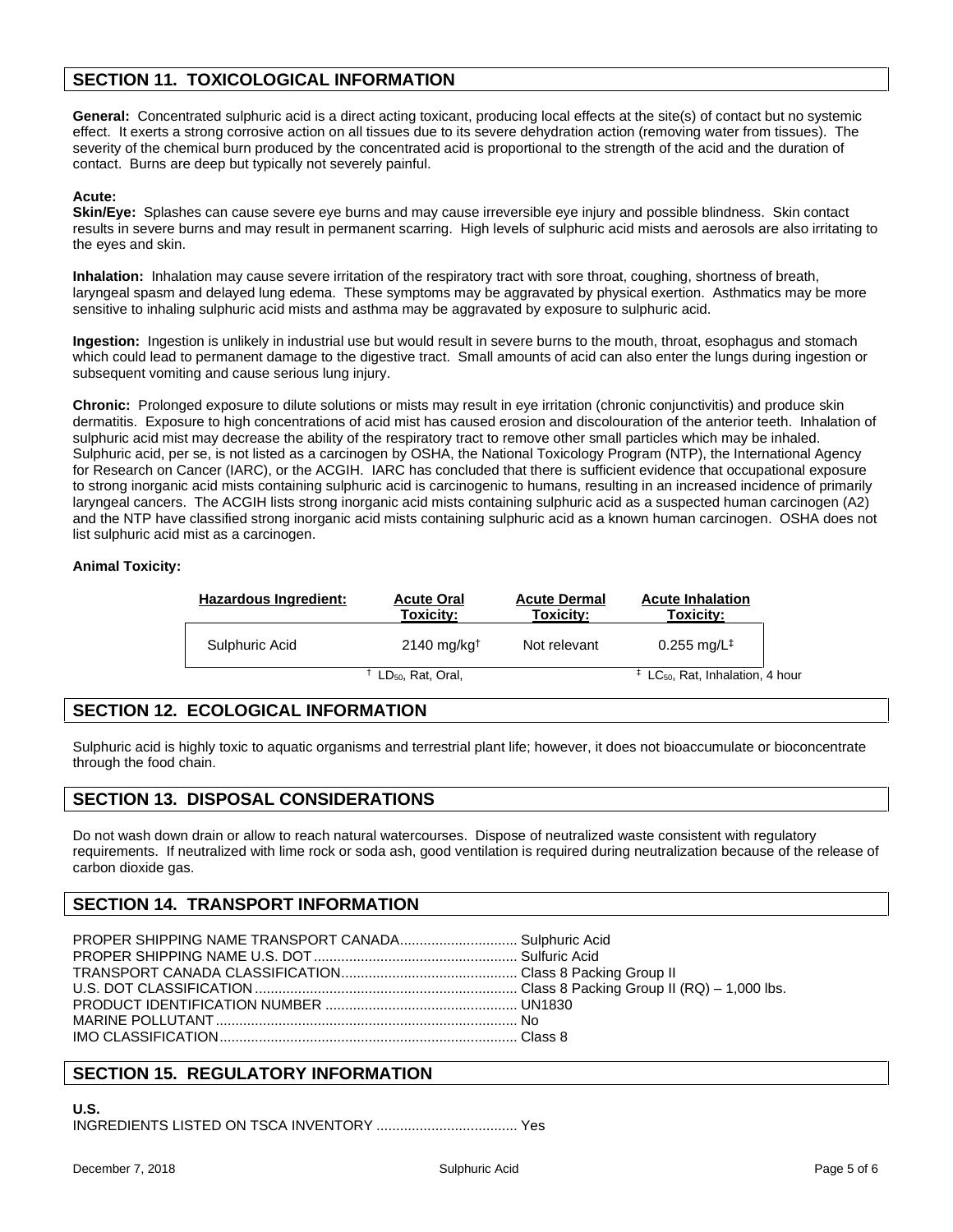## SECTION 11. TOXICOLOGICAL INFORMATION

**General:** Concentrated sulphuric acid is a direct acting toxicant, producing local effects at the site(s) of contact but no systemic effect. It exerts a strong corrosive action on all tissues due to its severe dehydration action (removing water from tissues). The severity of the chemical burn produced by the concentrated acid is proportional to the strength of the acid and the duration of contact. Burns are deep but typically not severely painful.

**Acute:**
**Skin/Eye:** Splashes can cause severe eye burns and may cause irreversible eye injury and possible blindness. Skin contact results in severe burns and may result in permanent scarring. High levels of sulphuric acid mists and aerosols are also irritating to the eyes and skin.

**Inhalation:** Inhalation may cause severe irritation of the respiratory tract with sore throat, coughing, shortness of breath, laryngeal spasm and delayed lung edema. These symptoms may be aggravated by physical exertion. Asthmatics may be more sensitive to inhaling sulphuric acid mists and asthma may be aggravated by exposure to sulphuric acid.

**Ingestion:** Ingestion is unlikely in industrial use but would result in severe burns to the mouth, throat, esophagus and stomach which could lead to permanent damage to the digestive tract. Small amounts of acid can also enter the lungs during ingestion or subsequent vomiting and cause serious lung injury.

**Chronic:** Prolonged exposure to dilute solutions or mists may result in eye irritation (chronic conjunctivitis) and produce skin dermatitis. Exposure to high concentrations of acid mist has caused erosion and discolouration of the anterior teeth. Inhalation of sulphuric acid mist may decrease the ability of the respiratory tract to remove other small particles which may be inhaled. Sulphuric acid, per se, is not listed as a carcinogen by OSHA, the National Toxicology Program (NTP), the International Agency for Research on Cancer (IARC), or the ACGIH. IARC has concluded that there is sufficient evidence that occupational exposure to strong inorganic acid mists containing sulphuric acid is carcinogenic to humans, resulting in an increased incidence of primarily laryngeal cancers. The ACGIH lists strong inorganic acid mists containing sulphuric acid as a suspected human carcinogen (A2) and the NTP have classified strong inorganic acid mists containing sulphuric acid as a known human carcinogen. OSHA does not list sulphuric acid mist as a carcinogen.

**Animal Toxicity:**

| Hazardous Ingredient: | Acute Oral Toxicity: | Acute Dermal Toxicity: | Acute Inhalation Toxicity: |
|---|---|---|---|
| Sulphuric Acid | 2140 mg/kg† | Not relevant | 0.255 mg/L‡ |

† $LD_{50}$, Rat, Oral,  ‡ $LC_{50}$, Rat, Inhalation, 4 hour

## SECTION 12. ECOLOGICAL INFORMATION

Sulphuric acid is highly toxic to aquatic organisms and terrestrial plant life; however, it does not bioaccumulate or bioconcentrate through the food chain.

## SECTION 13. DISPOSAL CONSIDERATIONS

Do not wash down drain or allow to reach natural watercourses. Dispose of neutralized waste consistent with regulatory requirements. If neutralized with lime rock or soda ash, good ventilation is required during neutralization because of the release of carbon dioxide gas.

## SECTION 14. TRANSPORT INFORMATION

PROPER SHIPPING NAME TRANSPORT CANADA.............................. Sulphuric Acid
PROPER SHIPPING NAME U.S. DOT.................................................... Sulfuric Acid
TRANSPORT CANADA CLASSIFICATION............................................. Class 8 Packing Group II
U.S. DOT CLASSIFICATION.................................................................. Class 8 Packing Group II (RQ) – 1,000 lbs.
PRODUCT IDENTIFICATION NUMBER ................................................. UN1830
MARINE POLLUTANT............................................................................. No
IMO CLASSIFICATION............................................................................ Class 8

## SECTION 15. REGULATORY INFORMATION

**U.S.**
INGREDIENTS LISTED ON TSCA INVENTORY .................................... Yes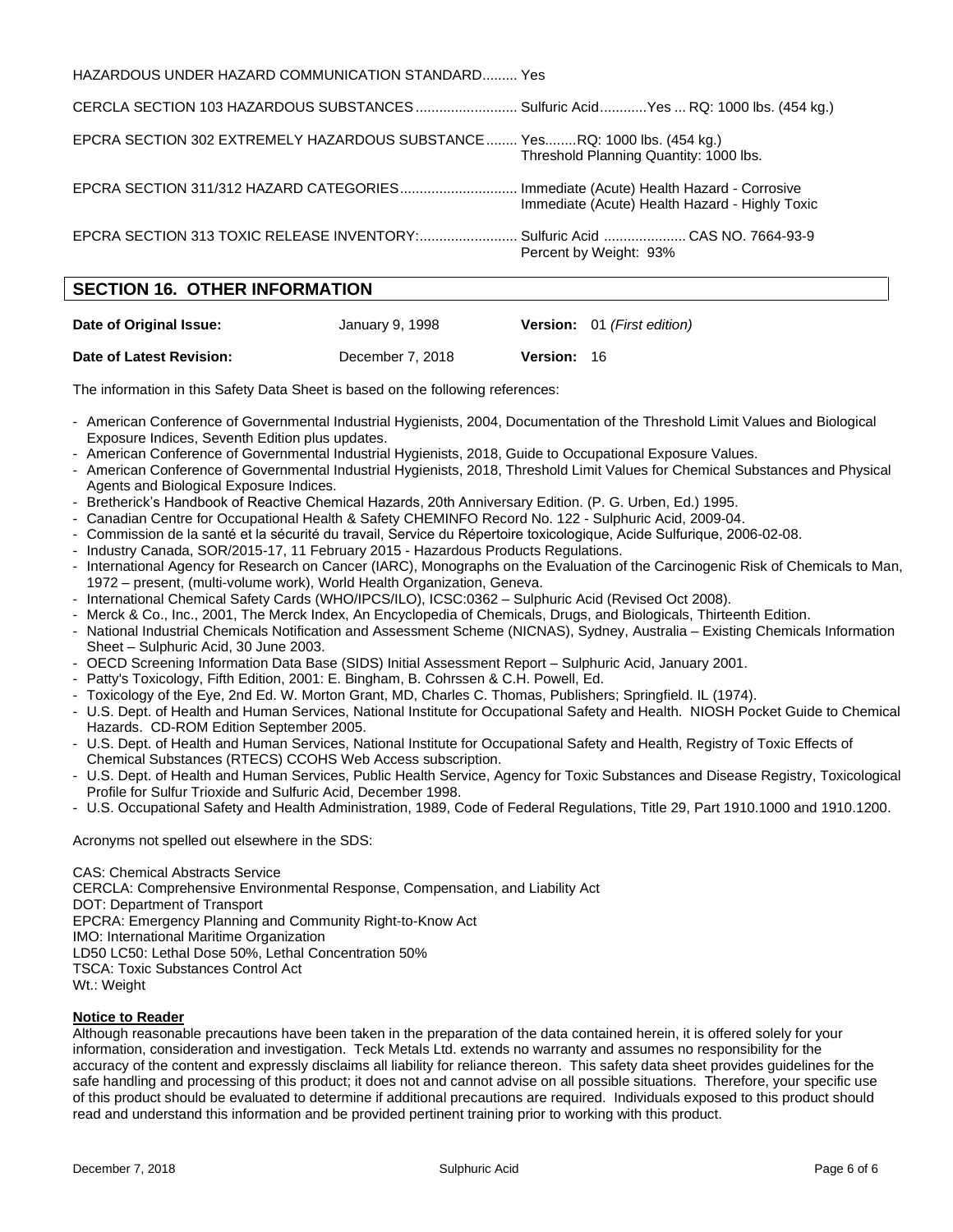HAZARDOUS UNDER HAZARD COMMUNICATION STANDARD......... Yes

CERCLA SECTION 103 HAZARDOUS SUBSTANCES.......................... Sulfuric Acid............Yes ... RQ: 1000 lbs. (454 kg.)

EPCRA SECTION 302 EXTREMELY HAZARDOUS SUBSTANCE........ Yes........RQ: 1000 lbs. (454 kg.)
Threshold Planning Quantity: 1000 lbs.

EPCRA SECTION 311/312 HAZARD CATEGORIES.............................. Immediate (Acute) Health Hazard - Corrosive
Immediate (Acute) Health Hazard - Highly Toxic

EPCRA SECTION 313 TOXIC RELEASE INVENTORY:......................... Sulfuric Acid ..................... CAS NO. 7664-93-9
Percent by Weight: 93%

## SECTION 16. OTHER INFORMATION

| | | | |
|---|---|---|---|
| **Date of Original Issue:** | January 9, 1998 | **Version:** | 01 *(First edition)* |
| **Date of Latest Revision:** | December 7, 2018 | **Version:** | 16 |

The information in this Safety Data Sheet is based on the following references:

- American Conference of Governmental Industrial Hygienists, 2004, Documentation of the Threshold Limit Values and Biological Exposure Indices, Seventh Edition plus updates.
- American Conference of Governmental Industrial Hygienists, 2018, Guide to Occupational Exposure Values.
- American Conference of Governmental Industrial Hygienists, 2018, Threshold Limit Values for Chemical Substances and Physical Agents and Biological Exposure Indices.
- Bretherick's Handbook of Reactive Chemical Hazards, 20th Anniversary Edition. (P. G. Urben, Ed.) 1995.
- Canadian Centre for Occupational Health & Safety CHEMINFO Record No. 122 - Sulphuric Acid, 2009-04.
- Commission de la santé et la sécurité du travail, Service du Répertoire toxicologique, Acide Sulfurique, 2006-02-08.
- Industry Canada, SOR/2015-17, 11 February 2015 - Hazardous Products Regulations.
- International Agency for Research on Cancer (IARC), Monographs on the Evaluation of the Carcinogenic Risk of Chemicals to Man, 1972 – present, (multi-volume work), World Health Organization, Geneva.
- International Chemical Safety Cards (WHO/IPCS/ILO), ICSC:0362 – Sulphuric Acid (Revised Oct 2008).
- Merck & Co., Inc., 2001, The Merck Index, An Encyclopedia of Chemicals, Drugs, and Biologicals, Thirteenth Edition.
- National Industrial Chemicals Notification and Assessment Scheme (NICNAS), Sydney, Australia – Existing Chemicals Information Sheet – Sulphuric Acid, 30 June 2003.
- OECD Screening Information Data Base (SIDS) Initial Assessment Report – Sulphuric Acid, January 2001.
- Patty's Toxicology, Fifth Edition, 2001: E. Bingham, B. Cohrssen & C.H. Powell, Ed.
- Toxicology of the Eye, 2nd Ed. W. Morton Grant, MD, Charles C. Thomas, Publishers; Springfield. IL (1974).
- U.S. Dept. of Health and Human Services, National Institute for Occupational Safety and Health. NIOSH Pocket Guide to Chemical Hazards. CD-ROM Edition September 2005.
- U.S. Dept. of Health and Human Services, National Institute for Occupational Safety and Health, Registry of Toxic Effects of Chemical Substances (RTECS) CCOHS Web Access subscription.
- U.S. Dept. of Health and Human Services, Public Health Service, Agency for Toxic Substances and Disease Registry, Toxicological Profile for Sulfur Trioxide and Sulfuric Acid, December 1998.
- U.S. Occupational Safety and Health Administration, 1989, Code of Federal Regulations, Title 29, Part 1910.1000 and 1910.1200.

Acronyms not spelled out elsewhere in the SDS:

CAS: Chemical Abstracts Service
CERCLA: Comprehensive Environmental Response, Compensation, and Liability Act
DOT: Department of Transport
EPCRA: Emergency Planning and Community Right-to-Know Act
IMO: International Maritime Organization
LD50 LC50: Lethal Dose 50%, Lethal Concentration 50%
TSCA: Toxic Substances Control Act
Wt.: Weight

**Notice to Reader**

Although reasonable precautions have been taken in the preparation of the data contained herein, it is offered solely for your information, consideration and investigation. Teck Metals Ltd. extends no warranty and assumes no responsibility for the accuracy of the content and expressly disclaims all liability for reliance thereon. This safety data sheet provides guidelines for the safe handling and processing of this product; it does not and cannot advise on all possible situations. Therefore, your specific use of this product should be evaluated to determine if additional precautions are required. Individuals exposed to this product should read and understand this information and be provided pertinent training prior to working with this product.